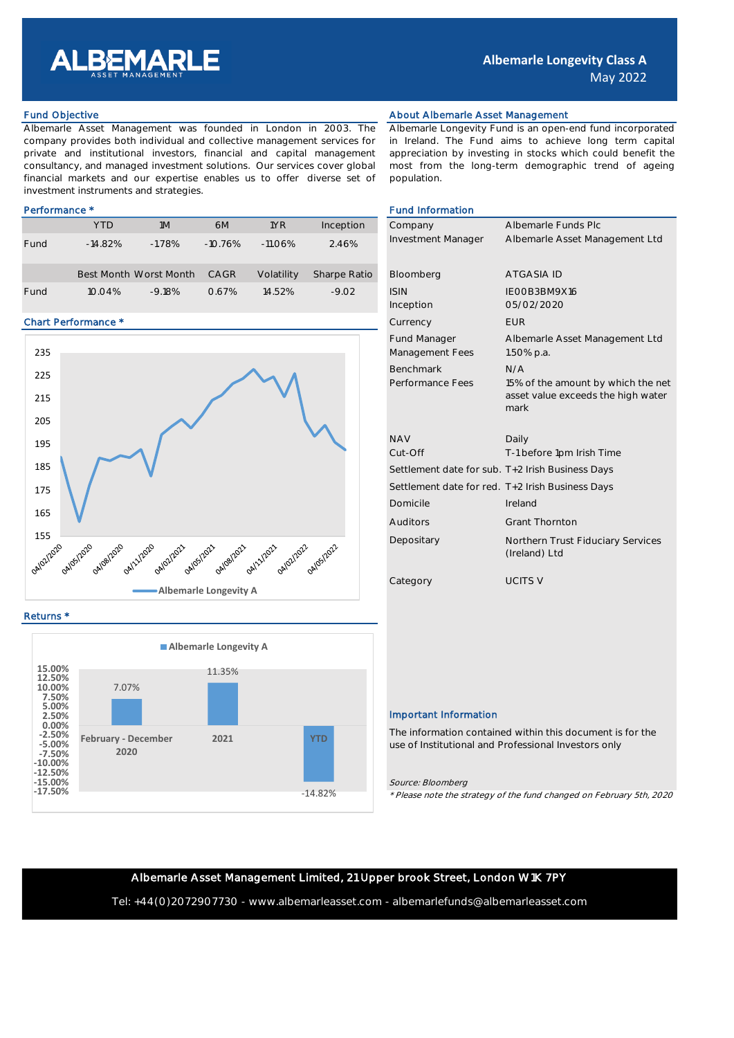# ALBEMARLE ASSET MANAGEMENT

## Albemarle Longevity Class A
May 2022

### Fund Objective

Albemarle Asset Management was founded in London in 2003. The company provides both individual and collective management services for private and institutional investors, financial and capital management consultancy, and managed investment solutions. Our services cover global financial markets and our expertise enables us to offer diverse set of investment instruments and strategies.

### About Albemarle Asset Management

Albemarle Longevity Fund is an open-end fund incorporated in Ireland. The Fund aims to achieve long term capital appreciation by investing in stocks which could benefit the most from the long-term demographic trend of ageing population.

### Performance *

| | YTD | 1M | 6M | 1YR | Inception |
|---|---|---|---|---|---|
| Fund | -14.82% | -1.78% | -10.76% | -11.06% | 2.46% |

| | Best Month | Worst Month | CAGR | Volatility | Sharpe Ratio |
|---|---|---|---|---|---|
| Fund | 10.04% | -9.18% | 0.67% | 14.52% | -9.02 |

### Chart Performance *

Albemarle Longevity A

### Returns *

Albemarle Longevity A

| Period | Return |
|---|---|
| February - December 2020 | 7.07% |
| 2021 | 11.35% |
| YTD | -14.82% |

### Fund Information

| | |
|---|---|
| Company | Albemarle Funds Plc |
| Investment Manager | Albemarle Asset Management Ltd |
| Bloomberg | ATGASIA ID |
| ISIN | IE00B3BM9X16 |
| Inception | 05/02/2020 |
| Currency | EUR |
| Fund Manager | Albemarle Asset Management Ltd |
| Management Fees | 1.50% p.a. |
| Benchmark | N/A |
| Performance Fees | 15% of the amount by which the net asset value exceeds the high water mark |
| NAV | Daily |
| Cut-Off | T-1 before 1pm Irish Time |
| Settlement date for sub. | T+2 Irish Business Days |
| Settlement date for red. | T+2 Irish Business Days |
| Domicile | Ireland |
| Auditors | Grant Thornton |
| Depositary | Northern Trust Fiduciary Services (Ireland) Ltd |
| Category | UCITS V |

### Important Information

The information contained within this document is for the use of Institutional and Professional Investors only

*Source: Bloomberg*

*\* Please note the strategy of the fund changed on February 5th, 2020*

Albemarle Asset Management Limited, 21 Upper brook Street, London W1K 7PY

Tel: +44(0)2072907730 - www.albemarleasset.com - albemarlefunds@albemarleasset.com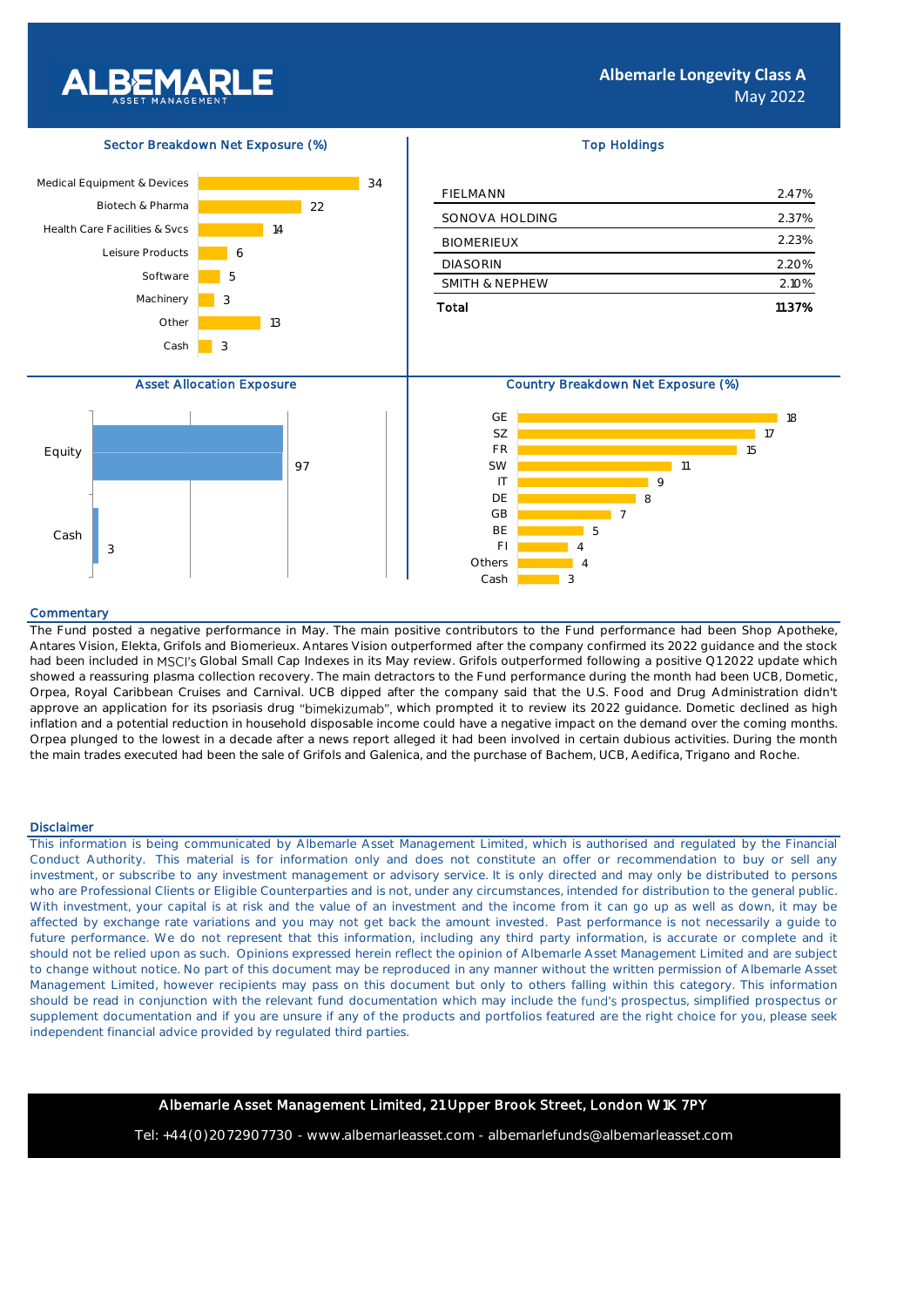**ALBEMARLE**
ASSET MANAGEMENT

**Albemarle Longevity Class A**
May 2022

### Sector Breakdown Net Exposure (%)

Medical Equipment & Devices 34
Biotech & Pharma 22
Health Care Facilities & Svcs 14
Leisure Products 6
Software 5
Machinery 3
Other 13
Cash 3

### Top Holdings

| | |
|---|---|
| FIELMANN | 2.47% |
| SONOVA HOLDING | 2.37% |
| BIOMERIEUX | 2.23% |
| DIASORIN | 2.20% |
| SMITH & NEPHEW | 2.10% |
| **Total** | **11.37%** |

### Asset Allocation Exposure

Equity 97
Cash 3

### Country Breakdown Net Exposure (%)

GE 18
SZ 17
FR 15
SW 11
IT 9
DE 8
GB 7
BE 5
FI 4
Others 4
Cash 3

### Commentary

The Fund posted a negative performance in May. The main positive contributors to the Fund performance had been Shop Apotheke, Antares Vision, Elekta, Grifols and Biomerieux. Antares Vision outperformed after the company confirmed its 2022 guidance and the stock had been included in MSCI's Global Small Cap Indexes in its May review. Grifols outperformed following a positive Q12022 update which showed a reassuring plasma collection recovery. The main detractors to the Fund performance during the month had been UCB, Dometic, Orpea, Royal Caribbean Cruises and Carnival. UCB dipped after the company said that the U.S. Food and Drug Administration didn't approve an application for its psoriasis drug "bimekizumab", which prompted it to review its 2022 guidance. Dometic declined as high inflation and a potential reduction in household disposable income could have a negative impact on the demand over the coming months. Orpea plunged to the lowest in a decade after a news report alleged it had been involved in certain dubious activities. During the month the main trades executed had been the sale of Grifols and Galenica, and the purchase of Bachem, UCB, Aedifica, Trigano and Roche.

### Disclaimer

This information is being communicated by Albemarle Asset Management Limited, which is authorised and regulated by the Financial Conduct Authority. This material is for information only and does not constitute an offer or recommendation to buy or sell any investment, or subscribe to any investment management or advisory service. It is only directed and may only be distributed to persons who are Professional Clients or Eligible Counterparties and is not, under any circumstances, intended for distribution to the general public. With investment, your capital is at risk and the value of an investment and the income from it can go up as well as down, it may be affected by exchange rate variations and you may not get back the amount invested. Past performance is not necessarily a guide to future performance. We do not represent that this information, including any third party information, is accurate or complete and it should not be relied upon as such. Opinions expressed herein reflect the opinion of Albemarle Asset Management Limited and are subject to change without notice. No part of this document may be reproduced in any manner without the written permission of Albemarle Asset Management Limited, however recipients may pass on this document but only to others falling within this category. This information should be read in conjunction with the relevant fund documentation which may include the fund's prospectus, simplified prospectus or supplement documentation and if you are unsure if any of the products and portfolios featured are the right choice for you, please seek independent financial advice provided by regulated third parties.

**Albemarle Asset Management Limited, 21 Upper Brook Street, London W1K 7PY**

Tel: +44(0)2072907730 - www.albemarleasset.com - albemarlefunds@albemarleasset.com